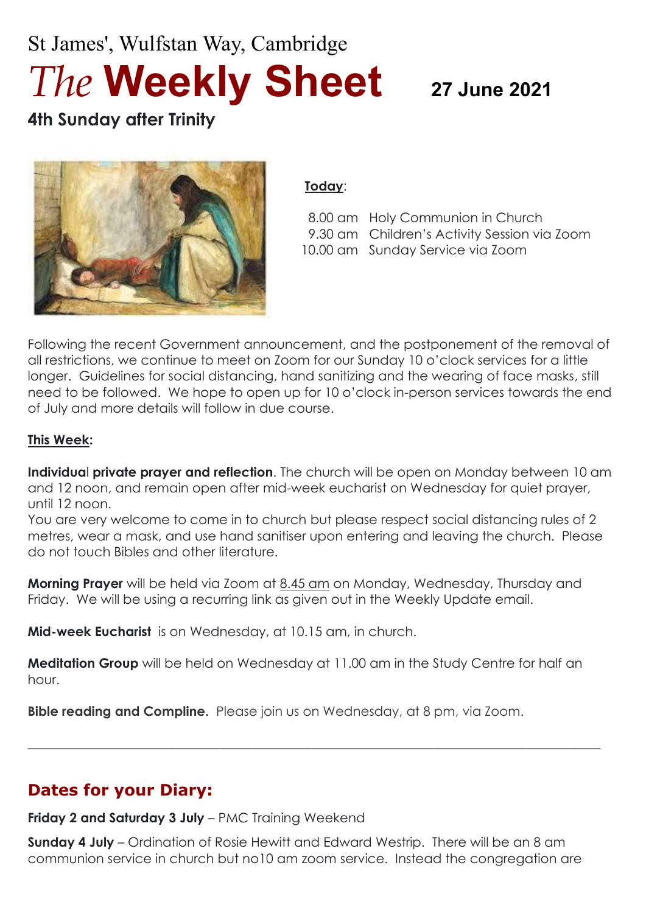St James', Wulfstan Way, Cambridge

# *The* **Weekly Sheet** 27 June 2021

## 4th Sunday after Trinity

**Today**:

8.00 am Holy Communion in Church
9.30 am Children's Activity Session via Zoom
10.00 am Sunday Service via Zoom

Following the recent Government announcement, and the postponement of the removal of all restrictions, we continue to meet on Zoom for our Sunday 10 o'clock services for a little longer. Guidelines for social distancing, hand sanitizing and the wearing of face masks, still need to be followed. We hope to open up for 10 o'clock in-person services towards the end of July and more details will follow in due course.

**This Week:**

**Individual private prayer and reflection**. The church will be open on Monday between 10 am and 12 noon, and remain open after mid-week eucharist on Wednesday for quiet prayer, until 12 noon.
You are very welcome to come in to church but please respect social distancing rules of 2 metres, wear a mask, and use hand sanitiser upon entering and leaving the church. Please do not touch Bibles and other literature.

**Morning Prayer** will be held via Zoom at 8.45 am on Monday, Wednesday, Thursday and Friday. We will be using a recurring link as given out in the Weekly Update email.

**Mid-week Eucharist** is on Wednesday, at 10.15 am, in church.

**Meditation Group** will be held on Wednesday at 11.00 am in the Study Centre for half an hour.

**Bible reading and Compline.** Please join us on Wednesday, at 8 pm, via Zoom.

---

## Dates for your Diary:

**Friday 2 and Saturday 3 July** – PMC Training Weekend

**Sunday 4 July** – Ordination of Rosie Hewitt and Edward Westrip. There will be an 8 am communion service in church but no10 am zoom service. Instead the congregation are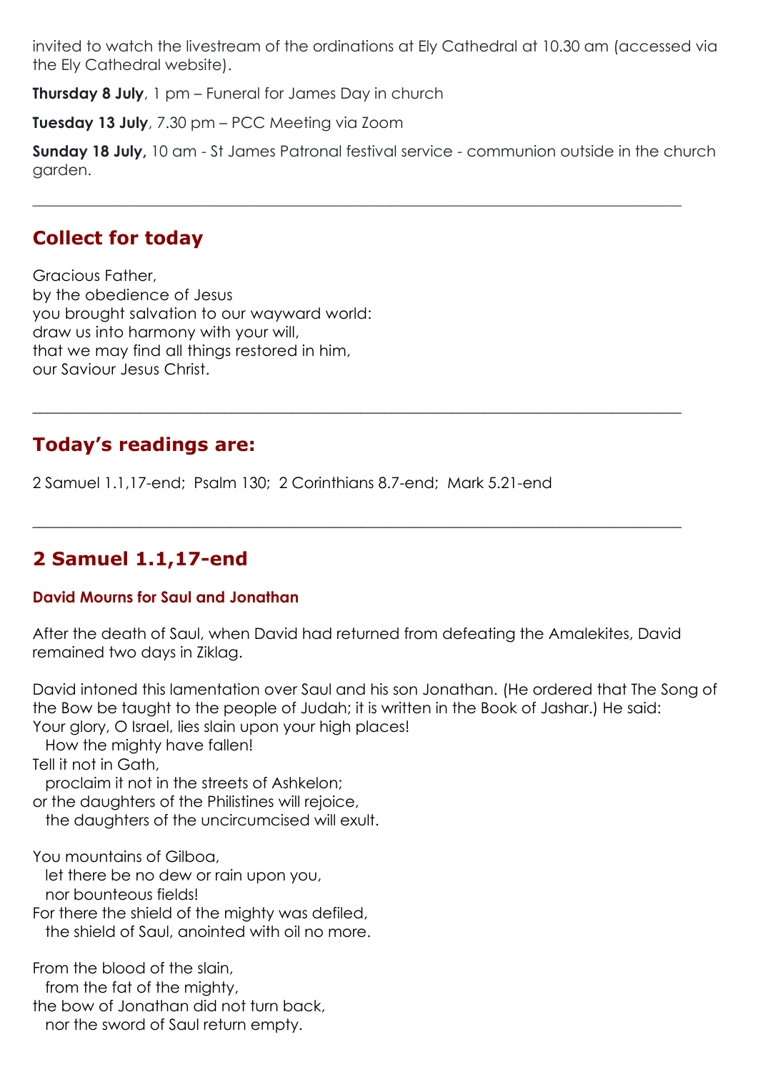invited to watch the livestream of the ordinations at Ely Cathedral at 10.30 am (accessed via the Ely Cathedral website).

**Thursday 8 July**, 1 pm – Funeral for James Day in church

**Tuesday 13 July**, 7.30 pm – PCC Meeting via Zoom

**Sunday 18 July,** 10 am - St James Patronal festival service - communion outside in the church garden.

---

## Collect for today

Gracious Father,
by the obedience of Jesus
you brought salvation to our wayward world:
draw us into harmony with your will,
that we may find all things restored in him,
our Saviour Jesus Christ.

---

## Today's readings are:

2 Samuel 1.1,17-end;  Psalm 130;  2 Corinthians 8.7-end;  Mark 5.21-end

---

## 2 Samuel 1.1,17-end

### David Mourns for Saul and Jonathan

After the death of Saul, when David had returned from defeating the Amalekites, David remained two days in Ziklag.

David intoned this lamentation over Saul and his son Jonathan. (He ordered that The Song of the Bow be taught to the people of Judah; it is written in the Book of Jashar.) He said:
Your glory, O Israel, lies slain upon your high places!
  How the mighty have fallen!
Tell it not in Gath,
  proclaim it not in the streets of Ashkelon;
or the daughters of the Philistines will rejoice,
  the daughters of the uncircumcised will exult.

You mountains of Gilboa,
  let there be no dew or rain upon you,
  nor bounteous fields!
For there the shield of the mighty was defiled,
  the shield of Saul, anointed with oil no more.

From the blood of the slain,
  from the fat of the mighty,
the bow of Jonathan did not turn back,
  nor the sword of Saul return empty.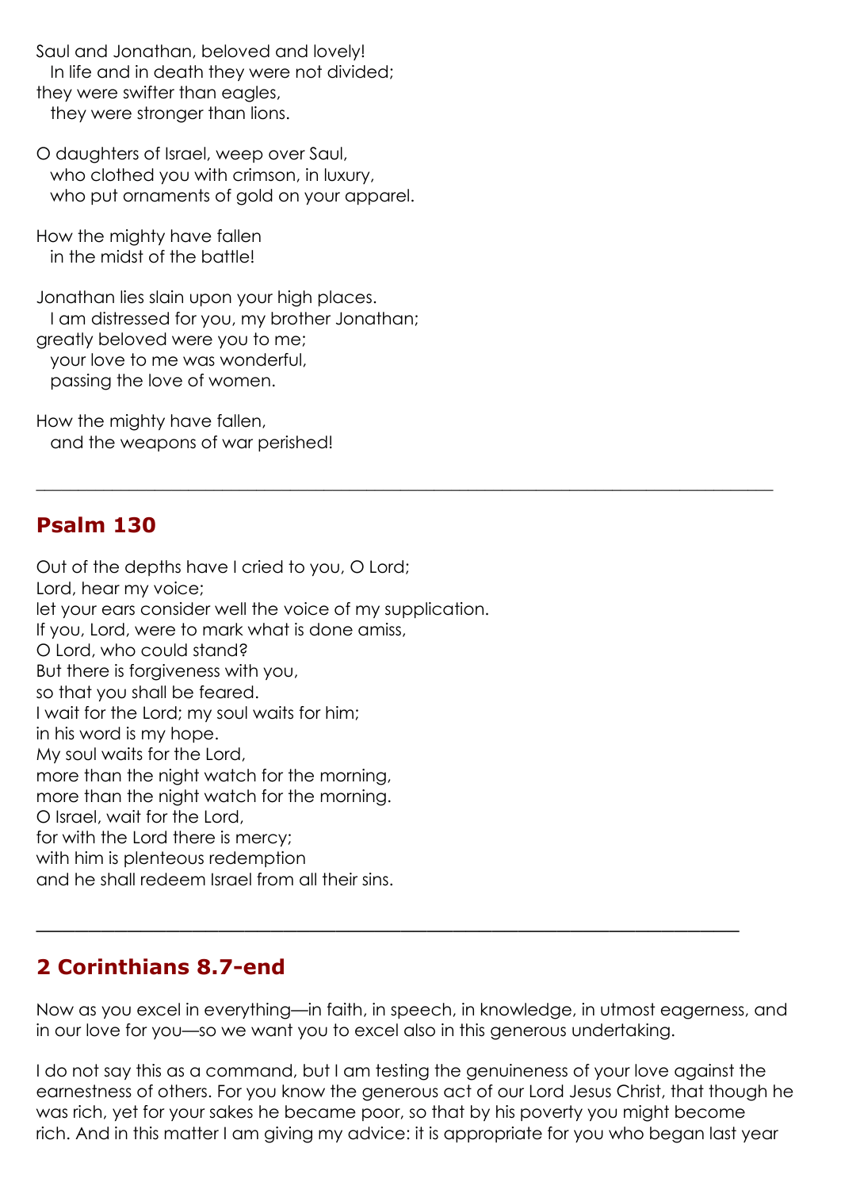Saul and Jonathan, beloved and lovely!  
  In life and in death they were not divided;  
they were swifter than eagles,  
  they were stronger than lions.

O daughters of Israel, weep over Saul,  
  who clothed you with crimson, in luxury,  
  who put ornaments of gold on your apparel.

How the mighty have fallen  
  in the midst of the battle!

Jonathan lies slain upon your high places.  
  I am distressed for you, my brother Jonathan;  
greatly beloved were you to me;  
  your love to me was wonderful,  
  passing the love of women.

How the mighty have fallen,  
  and the weapons of war perished!

---

## Psalm 130

Out of the depths have I cried to you, O Lord;  
Lord, hear my voice;  
let your ears consider well the voice of my supplication.  
If you, Lord, were to mark what is done amiss,  
O Lord, who could stand?  
But there is forgiveness with you,  
so that you shall be feared.  
I wait for the Lord; my soul waits for him;  
in his word is my hope.  
My soul waits for the Lord,  
more than the night watch for the morning,  
more than the night watch for the morning.  
O Israel, wait for the Lord,  
for with the Lord there is mercy;  
with him is plenteous redemption  
and he shall redeem Israel from all their sins.

---

## 2 Corinthians 8.7-end

Now as you excel in everything—in faith, in speech, in knowledge, in utmost eagerness, and in our love for you—so we want you to excel also in this generous undertaking.

I do not say this as a command, but I am testing the genuineness of your love against the earnestness of others. For you know the generous act of our Lord Jesus Christ, that though he was rich, yet for your sakes he became poor, so that by his poverty you might become rich. And in this matter I am giving my advice: it is appropriate for you who began last year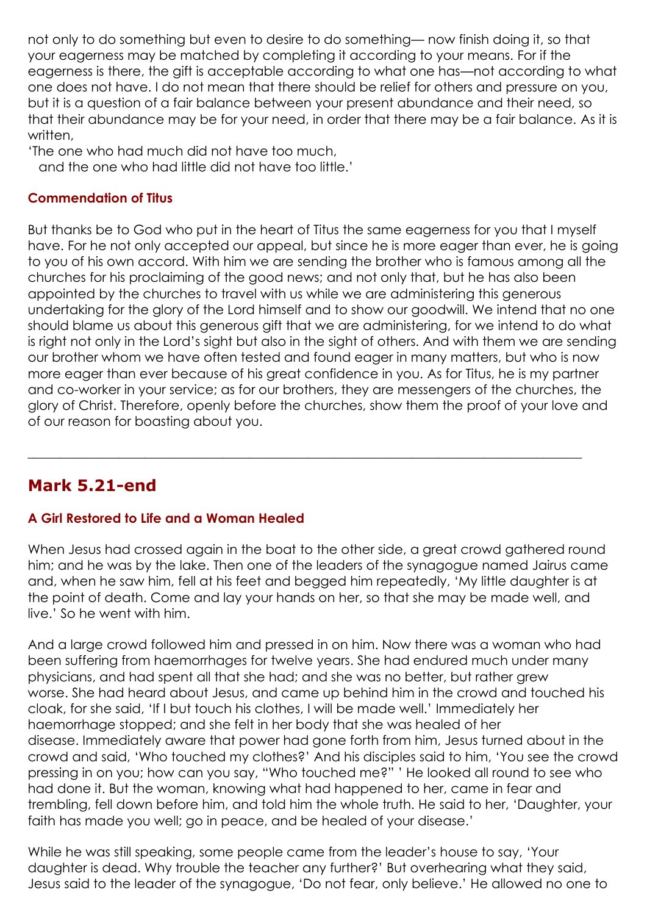not only to do something but even to desire to do something— now finish doing it, so that your eagerness may be matched by completing it according to your means. For if the eagerness is there, the gift is acceptable according to what one has—not according to what one does not have. I do not mean that there should be relief for others and pressure on you, but it is a question of a fair balance between your present abundance and their need, so that their abundance may be for your need, in order that there may be a fair balance. As it is written,

'The one who had much did not have too much,
  and the one who had little did not have too little.'

### Commendation of Titus

But thanks be to God who put in the heart of Titus the same eagerness for you that I myself have. For he not only accepted our appeal, but since he is more eager than ever, he is going to you of his own accord. With him we are sending the brother who is famous among all the churches for his proclaiming of the good news; and not only that, but he has also been appointed by the churches to travel with us while we are administering this generous undertaking for the glory of the Lord himself and to show our goodwill. We intend that no one should blame us about this generous gift that we are administering, for we intend to do what is right not only in the Lord's sight but also in the sight of others. And with them we are sending our brother whom we have often tested and found eager in many matters, but who is now more eager than ever because of his great confidence in you. As for Titus, he is my partner and co-worker in your service; as for our brothers, they are messengers of the churches, the glory of Christ. Therefore, openly before the churches, show them the proof of your love and of our reason for boasting about you.

---

## Mark 5.21-end

### A Girl Restored to Life and a Woman Healed

When Jesus had crossed again in the boat to the other side, a great crowd gathered round him; and he was by the lake. Then one of the leaders of the synagogue named Jairus came and, when he saw him, fell at his feet and begged him repeatedly, 'My little daughter is at the point of death. Come and lay your hands on her, so that she may be made well, and live.' So he went with him.

And a large crowd followed him and pressed in on him. Now there was a woman who had been suffering from haemorrhages for twelve years. She had endured much under many physicians, and had spent all that she had; and she was no better, but rather grew worse. She had heard about Jesus, and came up behind him in the crowd and touched his cloak, for she said, 'If I but touch his clothes, I will be made well.' Immediately her haemorrhage stopped; and she felt in her body that she was healed of her disease. Immediately aware that power had gone forth from him, Jesus turned about in the crowd and said, 'Who touched my clothes?' And his disciples said to him, 'You see the crowd pressing in on you; how can you say, "Who touched me?" ' He looked all round to see who had done it. But the woman, knowing what had happened to her, came in fear and trembling, fell down before him, and told him the whole truth. He said to her, 'Daughter, your faith has made you well; go in peace, and be healed of your disease.'

While he was still speaking, some people came from the leader's house to say, 'Your daughter is dead. Why trouble the teacher any further?' But overhearing what they said, Jesus said to the leader of the synagogue, 'Do not fear, only believe.' He allowed no one to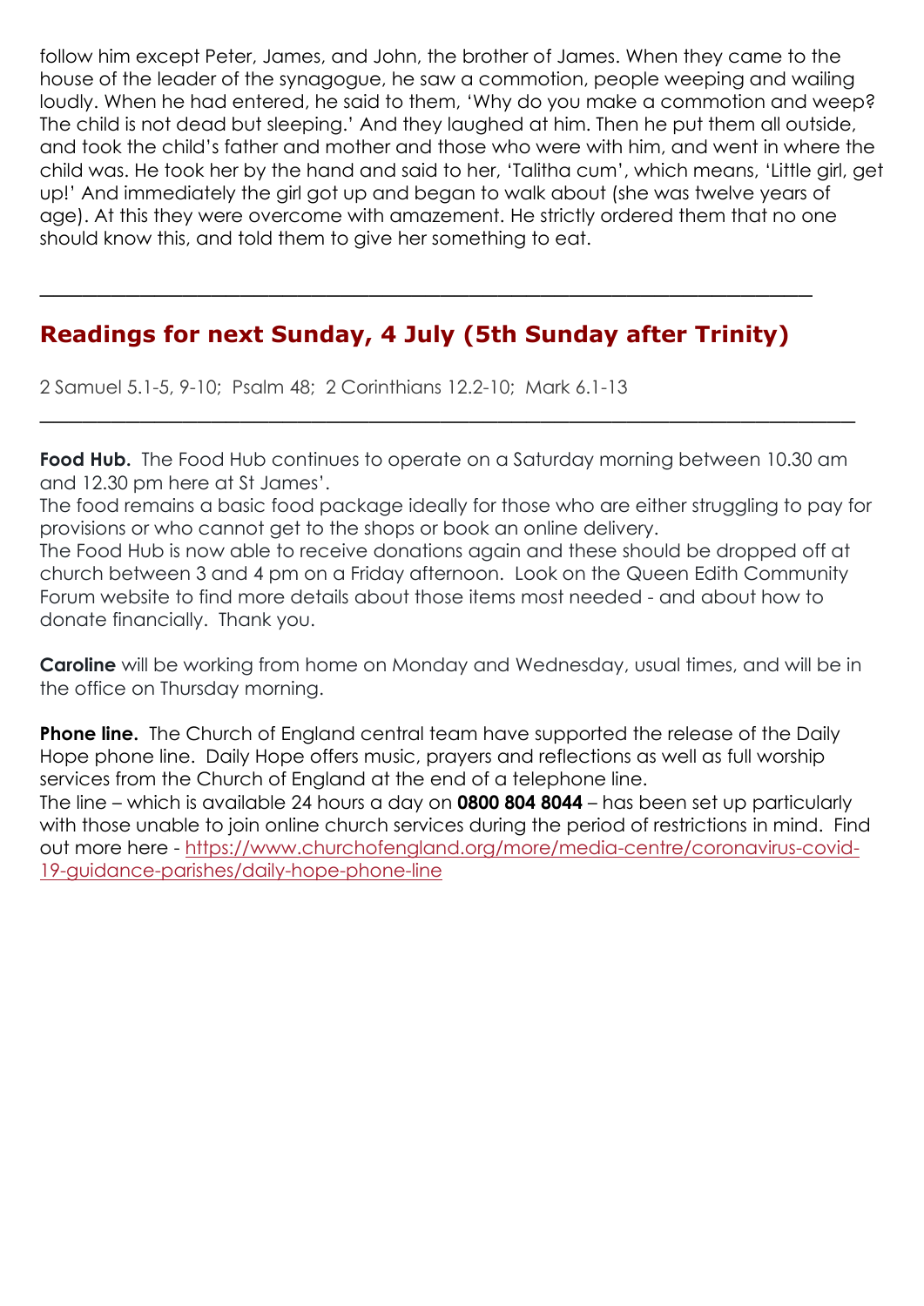follow him except Peter, James, and John, the brother of James. When they came to the house of the leader of the synagogue, he saw a commotion, people weeping and wailing loudly. When he had entered, he said to them, 'Why do you make a commotion and weep? The child is not dead but sleeping.' And they laughed at him. Then he put them all outside, and took the child's father and mother and those who were with him, and went in where the child was. He took her by the hand and said to her, 'Talitha cum', which means, 'Little girl, get up!' And immediately the girl got up and began to walk about (she was twelve years of age). At this they were overcome with amazement. He strictly ordered them that no one should know this, and told them to give her something to eat.

---

## Readings for next Sunday, 4 July (5th Sunday after Trinity)

2 Samuel 5.1-5, 9-10;  Psalm 48;  2 Corinthians 12.2-10;  Mark 6.1-13

---

**Food Hub.** The Food Hub continues to operate on a Saturday morning between 10.30 am and 12.30 pm here at St James'.

The food remains a basic food package ideally for those who are either struggling to pay for provisions or who cannot get to the shops or book an online delivery.

The Food Hub is now able to receive donations again and these should be dropped off at church between 3 and 4 pm on a Friday afternoon. Look on the Queen Edith Community Forum website to find more details about those items most needed - and about how to donate financially. Thank you.

**Caroline** will be working from home on Monday and Wednesday, usual times, and will be in the office on Thursday morning.

**Phone line.** The Church of England central team have supported the release of the Daily Hope phone line. Daily Hope offers music, prayers and reflections as well as full worship services from the Church of England at the end of a telephone line.

The line – which is available 24 hours a day on **0800 804 8044** – has been set up particularly with those unable to join online church services during the period of restrictions in mind. Find out more here - https://www.churchofengland.org/more/media-centre/coronavirus-covid-19-guidance-parishes/daily-hope-phone-line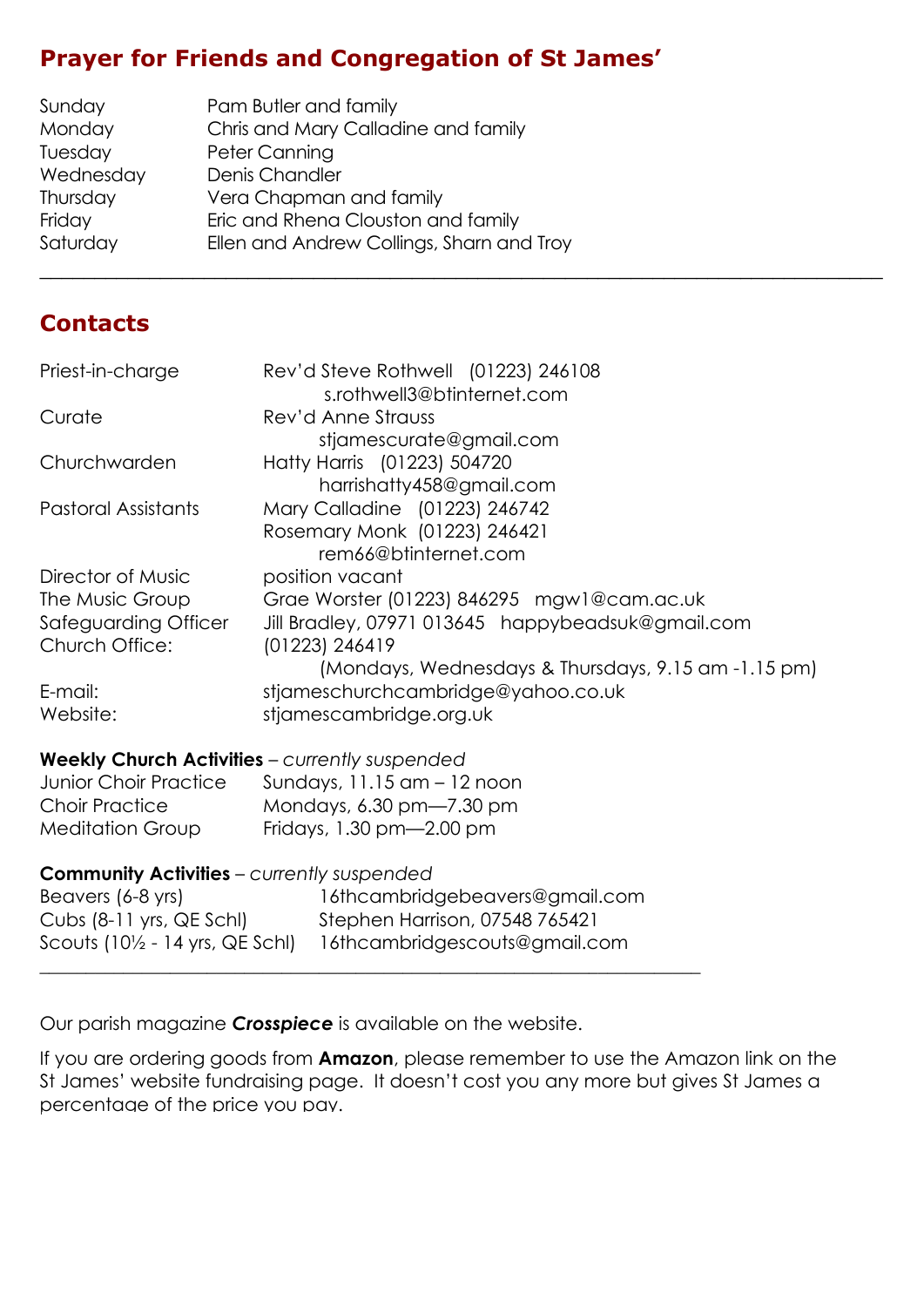## Prayer for Friends and Congregation of St James'

| | |
|---|---|
| Sunday | Pam Butler and family |
| Monday | Chris and Mary Calladine and family |
| Tuesday | Peter Canning |
| Wednesday | Denis Chandler |
| Thursday | Vera Chapman and family |
| Friday | Eric and Rhena Clouston and family |
| Saturday | Ellen and Andrew Collings, Sharn and Troy |

---

## Contacts

| | |
|---|---|
| Priest-in-charge | Rev'd Steve Rothwell (01223) 246108<br>s.rothwell3@btinternet.com |
| Curate | Rev'd Anne Strauss<br>stjamescurate@gmail.com |
| Churchwarden | Hatty Harris (01223) 504720<br>harrishatty458@gmail.com |
| Pastoral Assistants | Mary Calladine (01223) 246742<br>Rosemary Monk (01223) 246421<br>rem66@btinternet.com |
| Director of Music | position vacant |
| The Music Group | Grae Worster (01223) 846295 mgw1@cam.ac.uk |
| Safeguarding Officer | Jill Bradley, 07971 013645 happybeadsuk@gmail.com |
| Church Office: | (01223) 246419<br>(Mondays, Wednesdays & Thursdays, 9.15 am -1.15 pm) |
| E-mail: | stjameschurchcambridge@yahoo.co.uk |
| Website: | stjamescambridge.org.uk |

**Weekly Church Activities** – *currently suspended*

| | |
|---|---|
| Junior Choir Practice | Sundays, 11.15 am – 12 noon |
| Choir Practice | Mondays, 6.30 pm—7.30 pm |
| Meditation Group | Fridays, 1.30 pm—2.00 pm |

**Community Activities** – *currently suspended*

| | |
|---|---|
| Beavers (6-8 yrs) | 16thcambridgebeavers@gmail.com |
| Cubs (8-11 yrs, QE Schl) | Stephen Harrison, 07548 765421 |
| Scouts (10½ - 14 yrs, QE Schl) | 16thcambridgescouts@gmail.com |

---

Our parish magazine ***Crosspiece*** is available on the website.

If you are ordering goods from **Amazon**, please remember to use the Amazon link on the St James' website fundraising page. It doesn't cost you any more but gives St James a percentage of the price you pay.